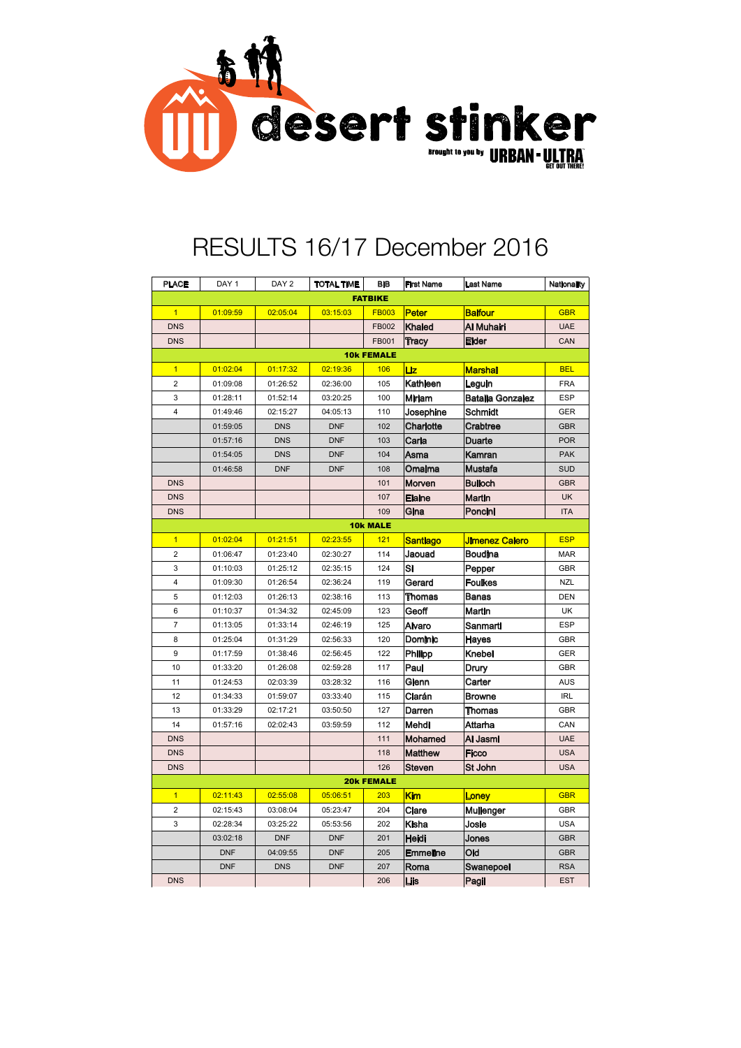desert stinker

Brought to you by URBAN - ULTRA GET OUT THERE!

# RESULTS 16/17 December 2016

| PLACE | DAY 1 | DAY 2 | TOTAL TIME | BIB | First Name | Last Name | Nationality |
|---|---|---|---|---|---|---|---|
| **FATBIKE** | | | | | | | |
| 1 | 01:09:59 | 02:05:04 | 03:15:03 | FB003 | Peter | Balfour | GBR |
| DNS | | | | FB002 | Khaled | Al Muhairi | UAE |
| DNS | | | | FB001 | Tracy | Elder | CAN |
| **10k FEMALE** | | | | | | | |
| 1 | 01:02:04 | 01:17:32 | 02:19:36 | 106 | Liz | Marshall | BEL |
| 2 | 01:09:08 | 01:26:52 | 02:36:00 | 105 | Kathleen | Leguin | FRA |
| 3 | 01:28:11 | 01:52:14 | 03:20:25 | 100 | Miriam | Batalla Gonzalez | ESP |
| 4 | 01:49:46 | 02:15:27 | 04:05:13 | 110 | Josephine | Schmidt | GER |
| | 01:59:05 | DNS | DNF | 102 | Charlotte | Crabtree | GBR |
| | 01:57:16 | DNS | DNF | 103 | Carla | Duarte | POR |
| | 01:54:05 | DNS | DNF | 104 | Asma | Kamran | PAK |
| | 01:46:58 | DNF | DNF | 108 | Omaima | Mustafa | SUD |
| DNS | | | | 101 | Morven | Bulloch | GBR |
| DNS | | | | 107 | Elaine | Martin | UK |
| DNS | | | | 109 | Gina | Poncini | ITA |
| **10k MALE** | | | | | | | |
| 1 | 01:02:04 | 01:21:51 | 02:23:55 | 121 | Santiago | Jimenez Calero | ESP |
| 2 | 01:06:47 | 01:23:40 | 02:30:27 | 114 | Jaouad | Boudina | MAR |
| 3 | 01:10:03 | 01:25:12 | 02:35:15 | 124 | Si | Pepper | GBR |
| 4 | 01:09:30 | 01:26:54 | 02:36:24 | 119 | Gerard | Foulkes | NZL |
| 5 | 01:12:03 | 01:26:13 | 02:38:16 | 113 | Thomas | Banas | DEN |
| 6 | 01:10:37 | 01:34:32 | 02:45:09 | 123 | Geoff | Martin | UK |
| 7 | 01:13:05 | 01:33:14 | 02:46:19 | 125 | Alvaro | Sanmarti | ESP |
| 8 | 01:25:04 | 01:31:29 | 02:56:33 | 120 | Dominic | Hayes | GBR |
| 9 | 01:17:59 | 01:38:46 | 02:56:45 | 122 | Phillipp | Knebel | GER |
| 10 | 01:33:20 | 01:26:08 | 02:59:28 | 117 | Paul | Drury | GBR |
| 11 | 01:24:53 | 02:03:39 | 03:28:32 | 116 | Glenn | Carter | AUS |
| 12 | 01:34:33 | 01:59:07 | 03:33:40 | 115 | Ciarán | Browne | IRL |
| 13 | 01:33:29 | 02:17:21 | 03:50:50 | 127 | Darren | Thomas | GBR |
| 14 | 01:57:16 | 02:02:43 | 03:59:59 | 112 | Mehdi | Attarha | CAN |
| DNS | | | | 111 | Mohamed | Al Jasmi | UAE |
| DNS | | | | 118 | Matthew | Ficco | USA |
| DNS | | | | 126 | Steven | St John | USA |
| **20k FEMALE** | | | | | | | |
| 1 | 02:11:43 | 02:55:08 | 05:06:51 | 203 | Kim | Loney | GBR |
| 2 | 02:15:43 | 03:08:04 | 05:23:47 | 204 | Clare | Mullenger | GBR |
| 3 | 02:28:34 | 03:25:22 | 05:53:56 | 202 | Kisha | Josie | USA |
| | 03:02:18 | DNF | DNF | 201 | Heidi | Jones | GBR |
| | DNF | 04:09:55 | DNF | 205 | Emmeline | Old | GBR |
| | DNF | DNS | DNF | 207 | Roma | Swanepoel | RSA |
| DNS | | | | 206 | Liis | Pagil | EST |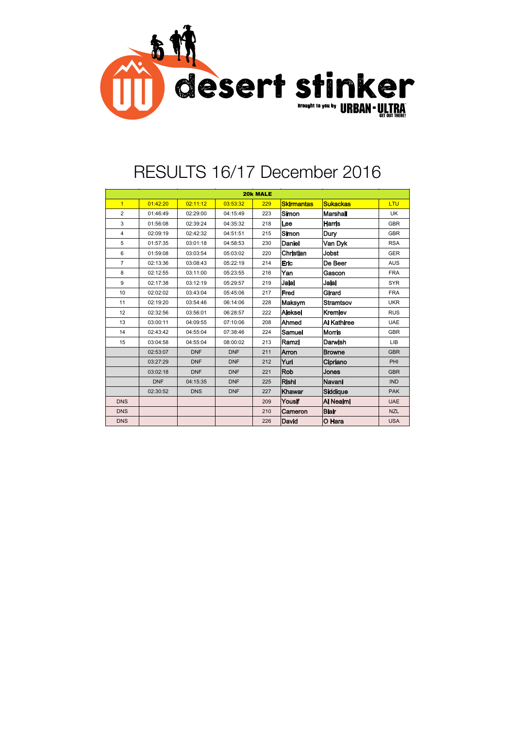desert stinker

Brought to you by URBAN - ULTRA GET OUT THERE!

# RESULTS 16/17 December 2016

| | | | | | | | |
|---|---|---|---|---|---|---|---|
| **20k MALE** | | | | | | | |
| 1 | 01:42:20 | 02:11:12 | 03:53:32 | 229 | Skirmantas | Sukackas | LTU |
| 2 | 01:46:49 | 02:29:00 | 04:15:49 | 223 | Simon | Marshall | UK |
| 3 | 01:56:08 | 02:39:24 | 04:35:32 | 218 | Lee | Harris | GBR |
| 4 | 02:09:19 | 02:42:32 | 04:51:51 | 215 | Simon | Dury | GBR |
| 5 | 01:57:35 | 03:01:18 | 04:58:53 | 230 | Daniel | Van Dyk | RSA |
| 6 | 01:59:08 | 03:03:54 | 05:03:02 | 220 | Christian | Jobst | GER |
| 7 | 02:13:36 | 03:08:43 | 05:22:19 | 214 | Eric | De Beer | AUS |
| 8 | 02:12:55 | 03:11:00 | 05:23:55 | 216 | Yan | Gascon | FRA |
| 9 | 02:17:38 | 03:12:19 | 05:29:57 | 219 | Jalal | Jalal | SYR |
| 10 | 02:02:02 | 03:43:04 | 05:45:06 | 217 | Fred | Girard | FRA |
| 11 | 02:19:20 | 03:54:46 | 06:14:06 | 228 | Maksym | Stramtsov | UKR |
| 12 | 02:32:56 | 03:56:01 | 06:28:57 | 222 | Aleksei | Kremlev | RUS |
| 13 | 03:00:11 | 04:09:55 | 07:10:06 | 208 | Ahmed | Al Kathiree | UAE |
| 14 | 02:43:42 | 04:55:04 | 07:38:46 | 224 | Samuel | Morris | GBR |
| 15 | 03:04:58 | 04:55:04 | 08:00:02 | 213 | Ramzi | Darwish | LIB |
| | 02:53:07 | DNF | DNF | 211 | Arron | Browne | GBR |
| | 03:27:29 | DNF | DNF | 212 | Yuri | Cipriano | PHI |
| | 03:02:18 | DNF | DNF | 221 | Rob | Jones | GBR |
| | DNF | 04:15:35 | DNF | 225 | Rishi | Navani | IND |
| | 02:30:52 | DNS | DNF | 227 | Khawar | Siddique | PAK |
| DNS | | | | 209 | Yousif | Al Nealmi | UAE |
| DNS | | | | 210 | Cameron | Blair | NZL |
| DNS | | | | 226 | David | O Hara | USA |